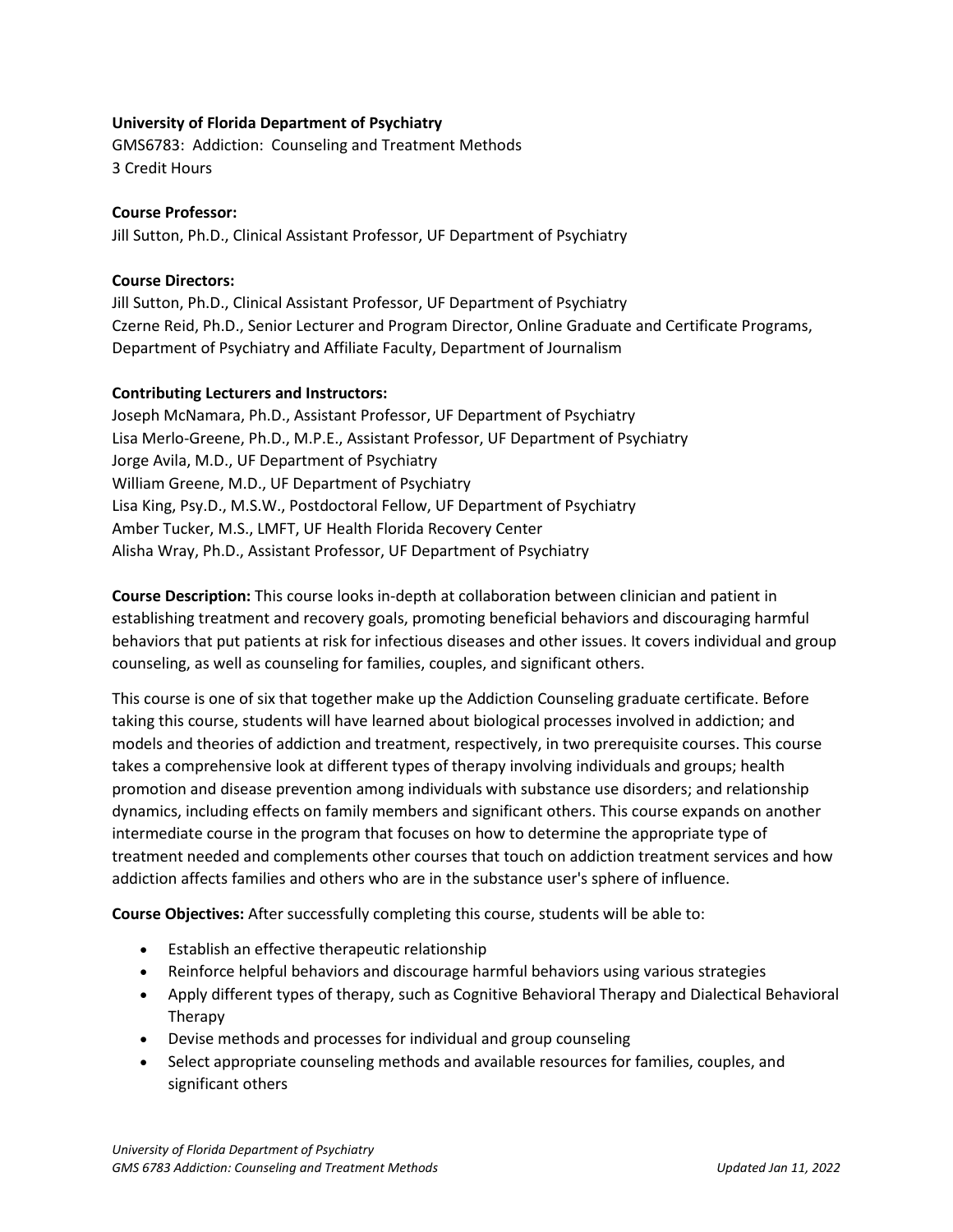**University of Florida Department of Psychiatry**
GMS6783: Addiction: Counseling and Treatment Methods
3 Credit Hours

**Course Professor:**
Jill Sutton, Ph.D., Clinical Assistant Professor, UF Department of Psychiatry

**Course Directors:**
Jill Sutton, Ph.D., Clinical Assistant Professor, UF Department of Psychiatry
Czerne Reid, Ph.D., Senior Lecturer and Program Director, Online Graduate and Certificate Programs, Department of Psychiatry and Affiliate Faculty, Department of Journalism

**Contributing Lecturers and Instructors:**
Joseph McNamara, Ph.D., Assistant Professor, UF Department of Psychiatry
Lisa Merlo-Greene, Ph.D., M.P.E., Assistant Professor, UF Department of Psychiatry
Jorge Avila, M.D., UF Department of Psychiatry
William Greene, M.D., UF Department of Psychiatry
Lisa King, Psy.D., M.S.W., Postdoctoral Fellow, UF Department of Psychiatry
Amber Tucker, M.S., LMFT, UF Health Florida Recovery Center
Alisha Wray, Ph.D., Assistant Professor, UF Department of Psychiatry

**Course Description:** This course looks in-depth at collaboration between clinician and patient in establishing treatment and recovery goals, promoting beneficial behaviors and discouraging harmful behaviors that put patients at risk for infectious diseases and other issues. It covers individual and group counseling, as well as counseling for families, couples, and significant others.

This course is one of six that together make up the Addiction Counseling graduate certificate. Before taking this course, students will have learned about biological processes involved in addiction; and models and theories of addiction and treatment, respectively, in two prerequisite courses. This course takes a comprehensive look at different types of therapy involving individuals and groups; health promotion and disease prevention among individuals with substance use disorders; and relationship dynamics, including effects on family members and significant others. This course expands on another intermediate course in the program that focuses on how to determine the appropriate type of treatment needed and complements other courses that touch on addiction treatment services and how addiction affects families and others who are in the substance user's sphere of influence.

**Course Objectives:** After successfully completing this course, students will be able to:

- Establish an effective therapeutic relationship
- Reinforce helpful behaviors and discourage harmful behaviors using various strategies
- Apply different types of therapy, such as Cognitive Behavioral Therapy and Dialectical Behavioral Therapy
- Devise methods and processes for individual and group counseling
- Select appropriate counseling methods and available resources for families, couples, and significant others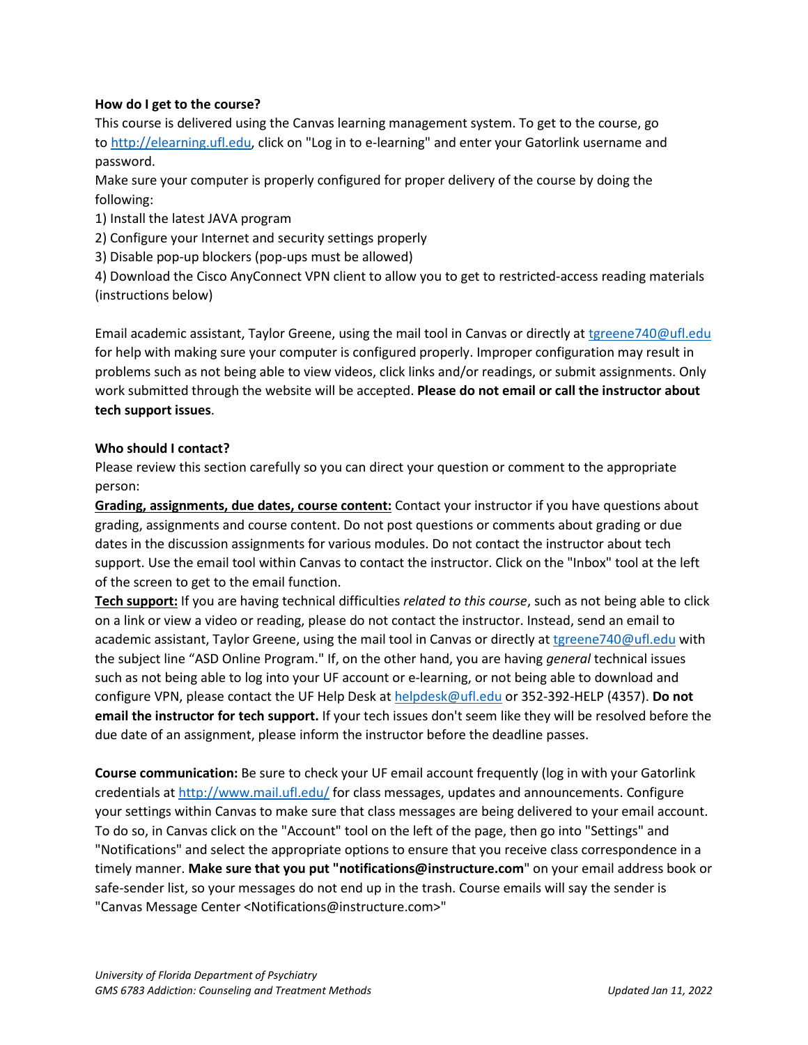**How do I get to the course?**

This course is delivered using the Canvas learning management system. To get to the course, go to [http://elearning.ufl.edu](http://elearning.ufl.edu), click on "Log in to e-learning" and enter your Gatorlink username and password.

Make sure your computer is properly configured for proper delivery of the course by doing the following:

1) Install the latest JAVA program
2) Configure your Internet and security settings properly
3) Disable pop-up blockers (pop-ups must be allowed)
4) Download the Cisco AnyConnect VPN client to allow you to get to restricted-access reading materials (instructions below)

Email academic assistant, Taylor Greene, using the mail tool in Canvas or directly at [tgreene740@ufl.edu](mailto:tgreene740@ufl.edu) for help with making sure your computer is configured properly. Improper configuration may result in problems such as not being able to view videos, click links and/or readings, or submit assignments. Only work submitted through the website will be accepted. **Please do not email or call the instructor about tech support issues**.

**Who should I contact?**

Please review this section carefully so you can direct your question or comment to the appropriate person:

**Grading, assignments, due dates, course content:** Contact your instructor if you have questions about grading, assignments and course content. Do not post questions or comments about grading or due dates in the discussion assignments for various modules. Do not contact the instructor about tech support. Use the email tool within Canvas to contact the instructor. Click on the "Inbox" tool at the left of the screen to get to the email function.

**Tech support:** If you are having technical difficulties *related to this course*, such as not being able to click on a link or view a video or reading, please do not contact the instructor. Instead, send an email to academic assistant, Taylor Greene, using the mail tool in Canvas or directly at [tgreene740@ufl.edu](mailto:tgreene740@ufl.edu) with the subject line "ASD Online Program." If, on the other hand, you are having *general* technical issues such as not being able to log into your UF account or e-learning, or not being able to download and configure VPN, please contact the UF Help Desk at [helpdesk@ufl.edu](mailto:helpdesk@ufl.edu) or 352-392-HELP (4357). **Do not email the instructor for tech support.** If your tech issues don't seem like they will be resolved before the due date of an assignment, please inform the instructor before the deadline passes.

**Course communication:** Be sure to check your UF email account frequently (log in with your Gatorlink credentials at [http://www.mail.ufl.edu/](http://www.mail.ufl.edu/) for class messages, updates and announcements. Configure your settings within Canvas to make sure that class messages are being delivered to your email account. To do so, in Canvas click on the "Account" tool on the left of the page, then go into "Settings" and "Notifications" and select the appropriate options to ensure that you receive class correspondence in a timely manner. **Make sure that you put "notifications@instructure.com**" on your email address book or safe-sender list, so your messages do not end up in the trash. Course emails will say the sender is "Canvas Message Center <Notifications@instructure.com>"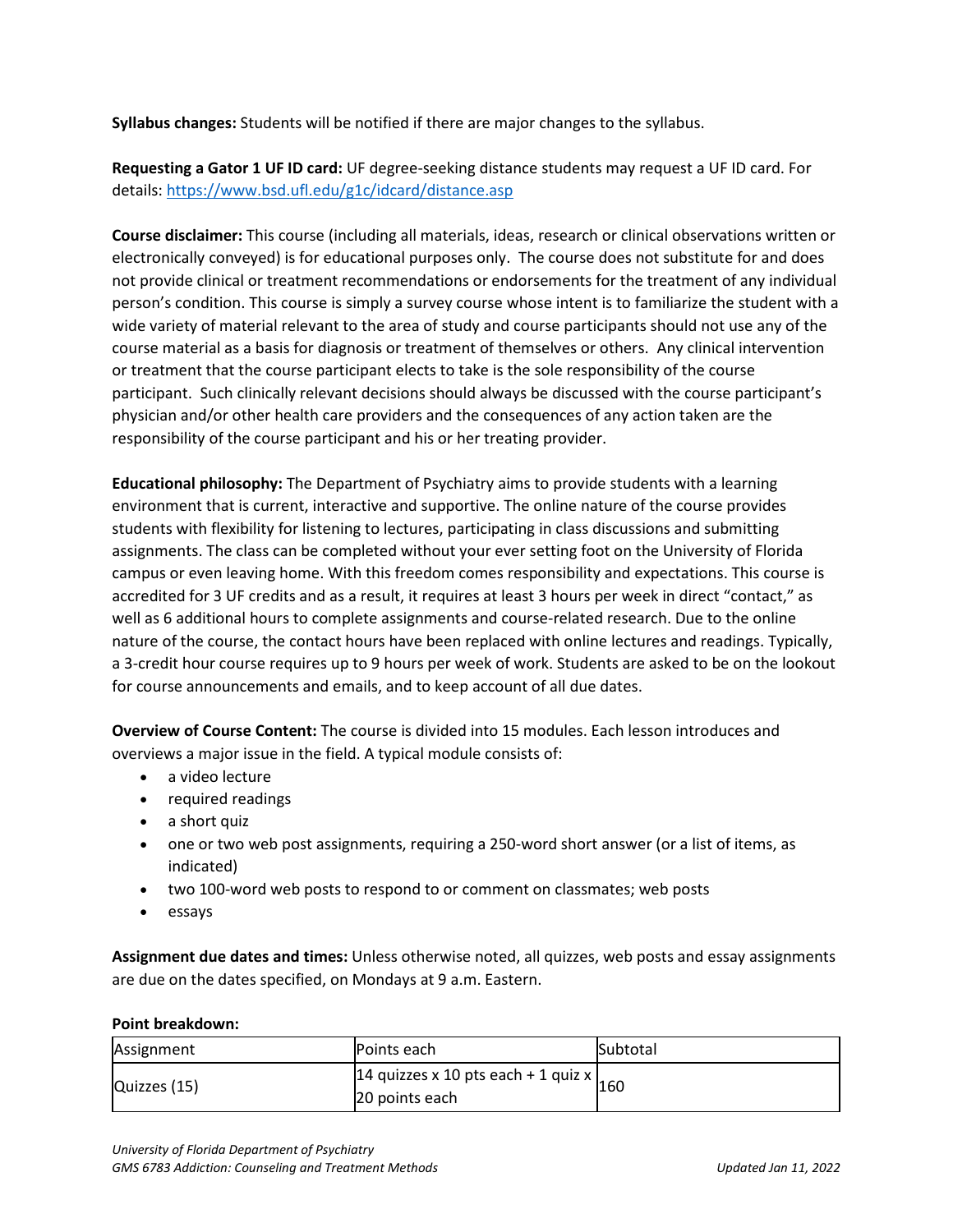**Syllabus changes:** Students will be notified if there are major changes to the syllabus.

**Requesting a Gator 1 UF ID card:** UF degree-seeking distance students may request a UF ID card. For details: https://www.bsd.ufl.edu/g1c/idcard/distance.asp

**Course disclaimer:** This course (including all materials, ideas, research or clinical observations written or electronically conveyed) is for educational purposes only. The course does not substitute for and does not provide clinical or treatment recommendations or endorsements for the treatment of any individual person's condition. This course is simply a survey course whose intent is to familiarize the student with a wide variety of material relevant to the area of study and course participants should not use any of the course material as a basis for diagnosis or treatment of themselves or others. Any clinical intervention or treatment that the course participant elects to take is the sole responsibility of the course participant. Such clinically relevant decisions should always be discussed with the course participant's physician and/or other health care providers and the consequences of any action taken are the responsibility of the course participant and his or her treating provider.

**Educational philosophy:** The Department of Psychiatry aims to provide students with a learning environment that is current, interactive and supportive. The online nature of the course provides students with flexibility for listening to lectures, participating in class discussions and submitting assignments. The class can be completed without your ever setting foot on the University of Florida campus or even leaving home. With this freedom comes responsibility and expectations. This course is accredited for 3 UF credits and as a result, it requires at least 3 hours per week in direct "contact," as well as 6 additional hours to complete assignments and course-related research. Due to the online nature of the course, the contact hours have been replaced with online lectures and readings. Typically, a 3-credit hour course requires up to 9 hours per week of work. Students are asked to be on the lookout for course announcements and emails, and to keep account of all due dates.

**Overview of Course Content:** The course is divided into 15 modules. Each lesson introduces and overviews a major issue in the field. A typical module consists of:

- a video lecture
- required readings
- a short quiz
- one or two web post assignments, requiring a 250-word short answer (or a list of items, as indicated)
- two 100-word web posts to respond to or comment on classmates; web posts
- essays

**Assignment due dates and times:** Unless otherwise noted, all quizzes, web posts and essay assignments are due on the dates specified, on Mondays at 9 a.m. Eastern.

**Point breakdown:**

| Assignment | Points each | Subtotal |
|---|---|---|
| Quizzes (15) | 14 quizzes x 10 pts each + 1 quiz x 20 points each | 160 |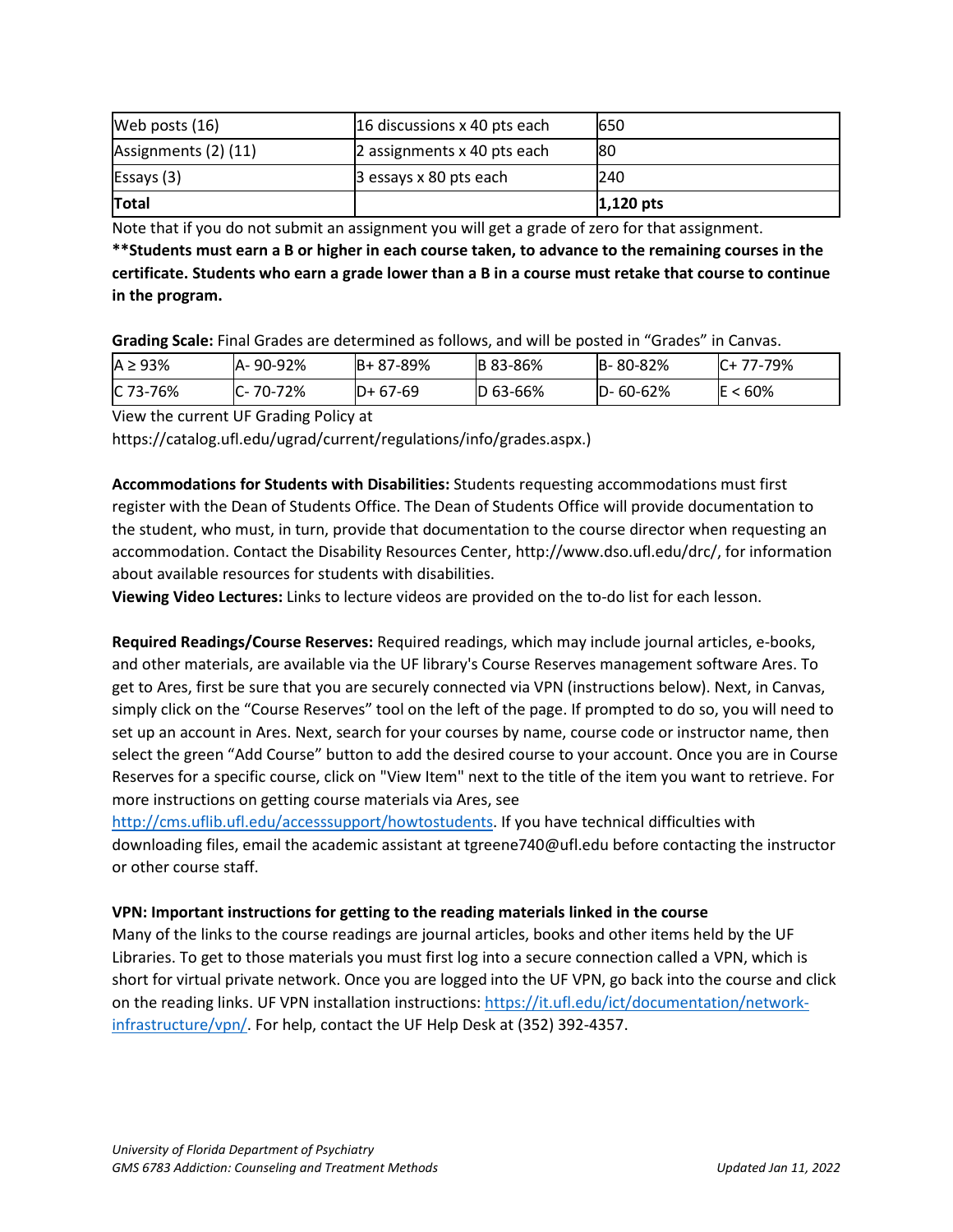| Web posts (16) | 16 discussions x 40 pts each | 650 |
|---|---|---|
| Assignments (2) (11) | 2 assignments x 40 pts each | 80 |
| Essays (3) | 3 essays x 80 pts each | 240 |
| **Total** | | **1,120 pts** |

Note that if you do not submit an assignment you will get a grade of zero for that assignment.

****Students must earn a B or higher in each course taken, to advance to the remaining courses in the certificate. Students who earn a grade lower than a B in a course must retake that course to continue in the program.**

**Grading Scale:** Final Grades are determined as follows, and will be posted in "Grades" in Canvas.

| A ≥ 93% | A- 90-92% | B+ 87-89% | B 83-86% | B- 80-82% | C+ 77-79% |
|---|---|---|---|---|---|
| C 73-76% | C- 70-72% | D+ 67-69 | D 63-66% | D- 60-62% | E < 60% |

View the current UF Grading Policy at https://catalog.ufl.edu/ugrad/current/regulations/info/grades.aspx.)

**Accommodations for Students with Disabilities:** Students requesting accommodations must first register with the Dean of Students Office. The Dean of Students Office will provide documentation to the student, who must, in turn, provide that documentation to the course director when requesting an accommodation. Contact the Disability Resources Center, http://www.dso.ufl.edu/drc/, for information about available resources for students with disabilities.

**Viewing Video Lectures:** Links to lecture videos are provided on the to-do list for each lesson.

**Required Readings/Course Reserves:** Required readings, which may include journal articles, e-books, and other materials, are available via the UF library's Course Reserves management software Ares. To get to Ares, first be sure that you are securely connected via VPN (instructions below). Next, in Canvas, simply click on the "Course Reserves" tool on the left of the page. If prompted to do so, you will need to set up an account in Ares. Next, search for your courses by name, course code or instructor name, then select the green "Add Course" button to add the desired course to your account. Once you are in Course Reserves for a specific course, click on "View Item" next to the title of the item you want to retrieve. For more instructions on getting course materials via Ares, see http://cms.uflib.ufl.edu/accesssupport/howtostudents. If you have technical difficulties with downloading files, email the academic assistant at tgreene740@ufl.edu before contacting the instructor or other course staff.

**VPN: Important instructions for getting to the reading materials linked in the course**

Many of the links to the course readings are journal articles, books and other items held by the UF Libraries. To get to those materials you must first log into a secure connection called a VPN, which is short for virtual private network. Once you are logged into the UF VPN, go back into the course and click on the reading links. UF VPN installation instructions: https://it.ufl.edu/ict/documentation/network-infrastructure/vpn/. For help, contact the UF Help Desk at (352) 392-4357.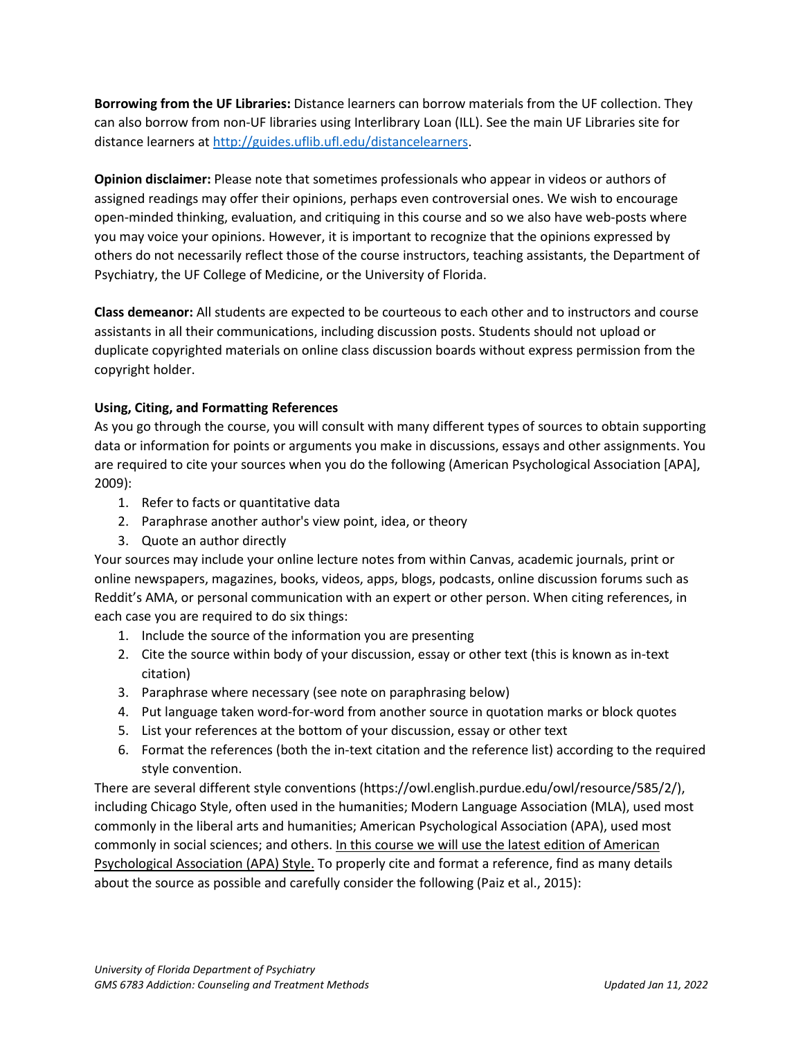**Borrowing from the UF Libraries:** Distance learners can borrow materials from the UF collection. They can also borrow from non-UF libraries using Interlibrary Loan (ILL). See the main UF Libraries site for distance learners at http://guides.uflib.ufl.edu/distancelearners.

**Opinion disclaimer:** Please note that sometimes professionals who appear in videos or authors of assigned readings may offer their opinions, perhaps even controversial ones. We wish to encourage open-minded thinking, evaluation, and critiquing in this course and so we also have web-posts where you may voice your opinions. However, it is important to recognize that the opinions expressed by others do not necessarily reflect those of the course instructors, teaching assistants, the Department of Psychiatry, the UF College of Medicine, or the University of Florida.

**Class demeanor:** All students are expected to be courteous to each other and to instructors and course assistants in all their communications, including discussion posts. Students should not upload or duplicate copyrighted materials on online class discussion boards without express permission from the copyright holder.

**Using, Citing, and Formatting References**

As you go through the course, you will consult with many different types of sources to obtain supporting data or information for points or arguments you make in discussions, essays and other assignments. You are required to cite your sources when you do the following (American Psychological Association [APA], 2009):

1. Refer to facts or quantitative data
2. Paraphrase another author's view point, idea, or theory
3. Quote an author directly

Your sources may include your online lecture notes from within Canvas, academic journals, print or online newspapers, magazines, books, videos, apps, blogs, podcasts, online discussion forums such as Reddit's AMA, or personal communication with an expert or other person. When citing references, in each case you are required to do six things:

1. Include the source of the information you are presenting
2. Cite the source within body of your discussion, essay or other text (this is known as in-text citation)
3. Paraphrase where necessary (see note on paraphrasing below)
4. Put language taken word-for-word from another source in quotation marks or block quotes
5. List your references at the bottom of your discussion, essay or other text
6. Format the references (both the in-text citation and the reference list) according to the required style convention.

There are several different style conventions (https://owl.english.purdue.edu/owl/resource/585/2/), including Chicago Style, often used in the humanities; Modern Language Association (MLA), used most commonly in the liberal arts and humanities; American Psychological Association (APA), used most commonly in social sciences; and others. <u>In this course we will use the latest edition of American Psychological Association (APA) Style.</u> To properly cite and format a reference, find as many details about the source as possible and carefully consider the following (Paiz et al., 2015):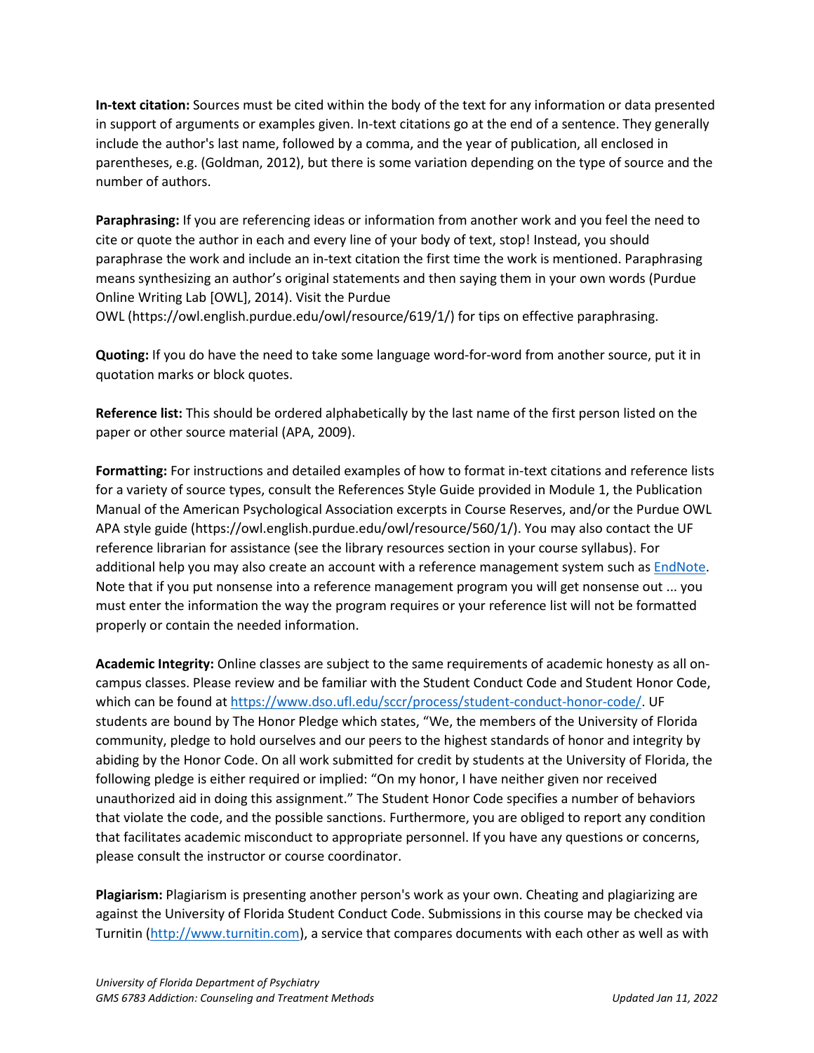**In-text citation:** Sources must be cited within the body of the text for any information or data presented in support of arguments or examples given. In-text citations go at the end of a sentence. They generally include the author's last name, followed by a comma, and the year of publication, all enclosed in parentheses, e.g. (Goldman, 2012), but there is some variation depending on the type of source and the number of authors.

**Paraphrasing:** If you are referencing ideas or information from another work and you feel the need to cite or quote the author in each and every line of your body of text, stop! Instead, you should paraphrase the work and include an in-text citation the first time the work is mentioned. Paraphrasing means synthesizing an author's original statements and then saying them in your own words (Purdue Online Writing Lab [OWL], 2014). Visit the Purdue OWL (https://owl.english.purdue.edu/owl/resource/619/1/) for tips on effective paraphrasing.

**Quoting:** If you do have the need to take some language word-for-word from another source, put it in quotation marks or block quotes.

**Reference list:** This should be ordered alphabetically by the last name of the first person listed on the paper or other source material (APA, 2009).

**Formatting:** For instructions and detailed examples of how to format in-text citations and reference lists for a variety of source types, consult the References Style Guide provided in Module 1, the Publication Manual of the American Psychological Association excerpts in Course Reserves, and/or the Purdue OWL APA style guide (https://owl.english.purdue.edu/owl/resource/560/1/). You may also contact the UF reference librarian for assistance (see the library resources section in your course syllabus). For additional help you may also create an account with a reference management system such as [EndNote](). Note that if you put nonsense into a reference management program you will get nonsense out ... you must enter the information the way the program requires or your reference list will not be formatted properly or contain the needed information.

**Academic Integrity:** Online classes are subject to the same requirements of academic honesty as all on-campus classes. Please review and be familiar with the Student Conduct Code and Student Honor Code, which can be found at https://www.dso.ufl.edu/sccr/process/student-conduct-honor-code/. UF students are bound by The Honor Pledge which states, "We, the members of the University of Florida community, pledge to hold ourselves and our peers to the highest standards of honor and integrity by abiding by the Honor Code. On all work submitted for credit by students at the University of Florida, the following pledge is either required or implied: "On my honor, I have neither given nor received unauthorized aid in doing this assignment." The Student Honor Code specifies a number of behaviors that violate the code, and the possible sanctions. Furthermore, you are obliged to report any condition that facilitates academic misconduct to appropriate personnel. If you have any questions or concerns, please consult the instructor or course coordinator.

**Plagiarism:** Plagiarism is presenting another person's work as your own. Cheating and plagiarizing are against the University of Florida Student Conduct Code. Submissions in this course may be checked via Turnitin (http://www.turnitin.com), a service that compares documents with each other as well as with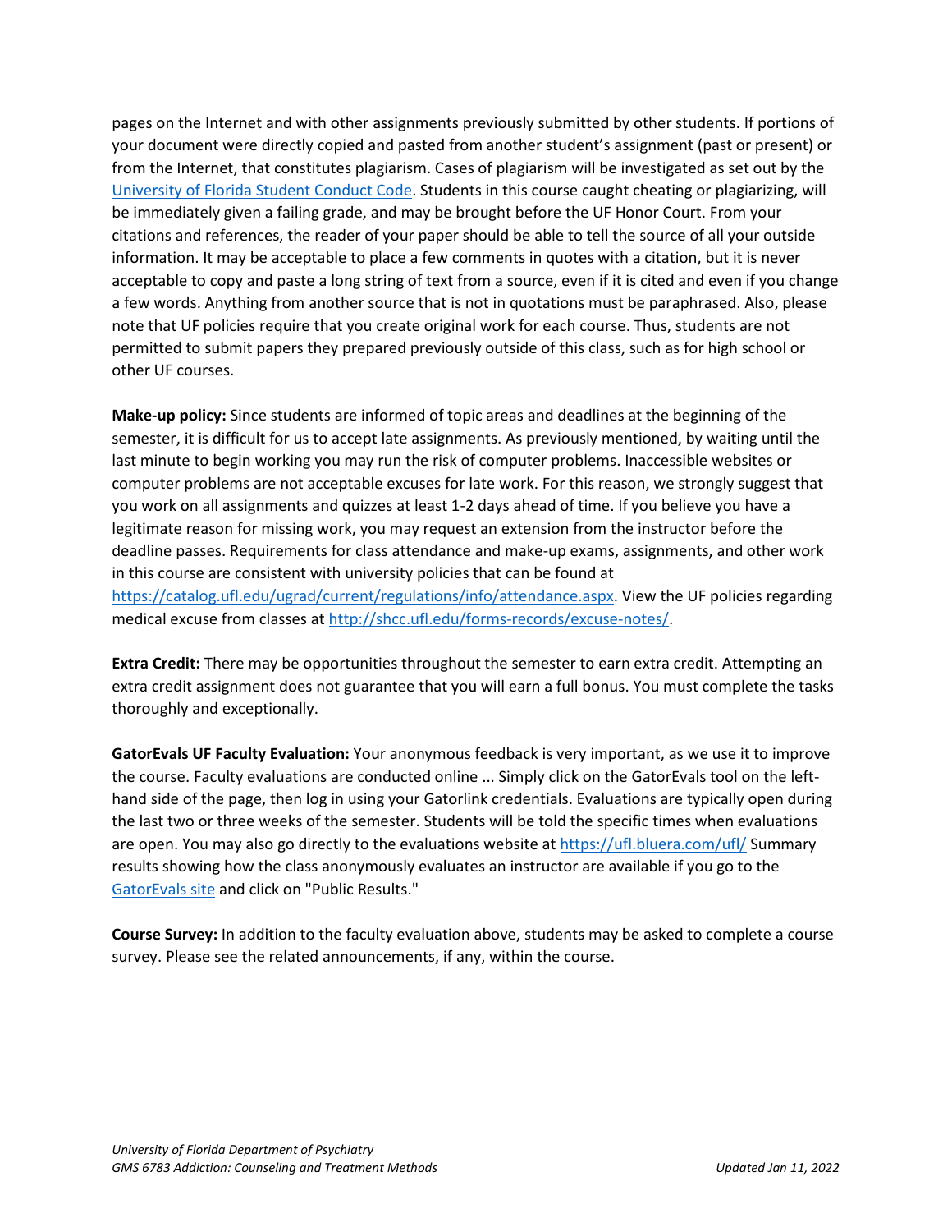pages on the Internet and with other assignments previously submitted by other students. If portions of your document were directly copied and pasted from another student's assignment (past or present) or from the Internet, that constitutes plagiarism. Cases of plagiarism will be investigated as set out by the [University of Florida Student Conduct Code](). Students in this course caught cheating or plagiarizing, will be immediately given a failing grade, and may be brought before the UF Honor Court. From your citations and references, the reader of your paper should be able to tell the source of all your outside information. It may be acceptable to place a few comments in quotes with a citation, but it is never acceptable to copy and paste a long string of text from a source, even if it is cited and even if you change a few words. Anything from another source that is not in quotations must be paraphrased. Also, please note that UF policies require that you create original work for each course. Thus, students are not permitted to submit papers they prepared previously outside of this class, such as for high school or other UF courses.

**Make-up policy:** Since students are informed of topic areas and deadlines at the beginning of the semester, it is difficult for us to accept late assignments. As previously mentioned, by waiting until the last minute to begin working you may run the risk of computer problems. Inaccessible websites or computer problems are not acceptable excuses for late work. For this reason, we strongly suggest that you work on all assignments and quizzes at least 1-2 days ahead of time. If you believe you have a legitimate reason for missing work, you may request an extension from the instructor before the deadline passes. Requirements for class attendance and make-up exams, assignments, and other work in this course are consistent with university policies that can be found at https://catalog.ufl.edu/ugrad/current/regulations/info/attendance.aspx. View the UF policies regarding medical excuse from classes at http://shcc.ufl.edu/forms-records/excuse-notes/.

**Extra Credit:** There may be opportunities throughout the semester to earn extra credit. Attempting an extra credit assignment does not guarantee that you will earn a full bonus. You must complete the tasks thoroughly and exceptionally.

**GatorEvals UF Faculty Evaluation:** Your anonymous feedback is very important, as we use it to improve the course. Faculty evaluations are conducted online ... Simply click on the GatorEvals tool on the left-hand side of the page, then log in using your Gatorlink credentials. Evaluations are typically open during the last two or three weeks of the semester. Students will be told the specific times when evaluations are open. You may also go directly to the evaluations website at https://ufl.bluera.com/ufl/ Summary results showing how the class anonymously evaluates an instructor are available if you go to the [GatorEvals site]() and click on "Public Results."

**Course Survey:** In addition to the faculty evaluation above, students may be asked to complete a course survey. Please see the related announcements, if any, within the course.